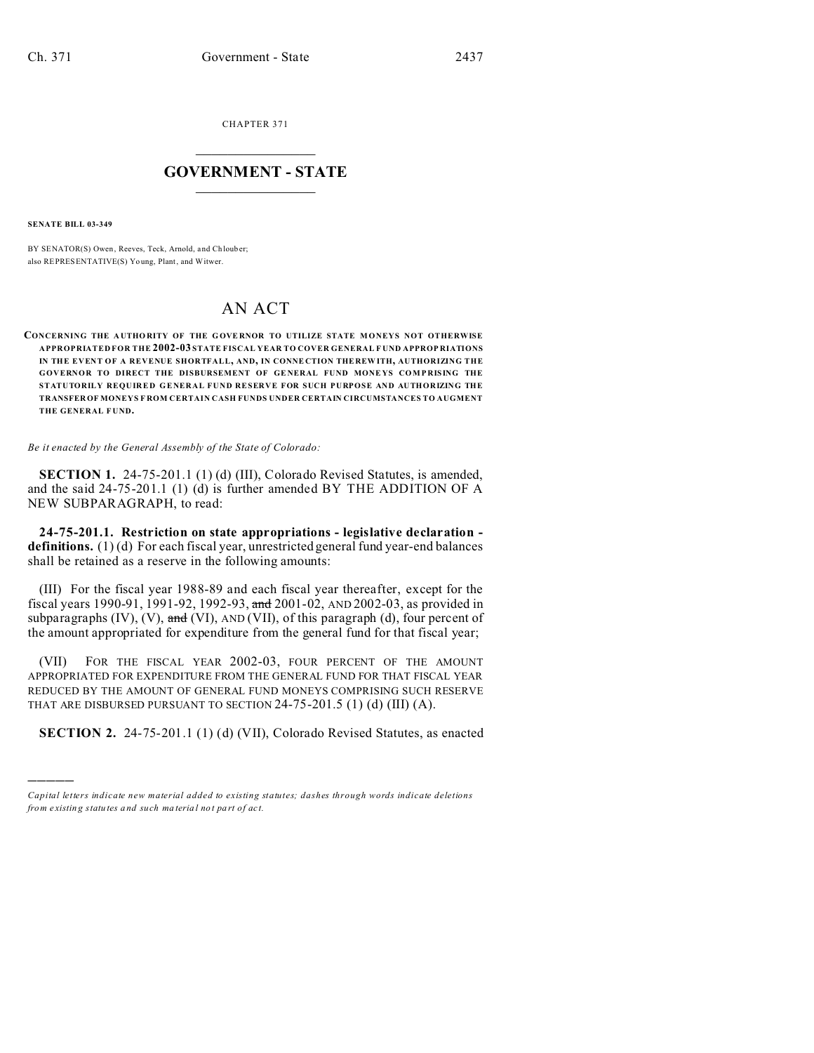CHAPTER 371

# GOVERNMENT - STATE

**SENATE BILL 03-349**

BY SENATOR(S) Owen, Reeves, Teck, Arnold, and Chlouber;
also REPRESENTATIVE(S) Young, Plant, and Witwer.

# AN ACT

**CONCERNING THE AUTHORITY OF THE GOVERNOR TO UTILIZE STATE MONEYS NOT OTHERWISE APPROPRIATED FOR THE 2002-03 STATE FISCAL YEAR TO COVER GENERAL FUND APPROPRIATIONS IN THE EVENT OF A REVENUE SHORTFALL, AND, IN CONNECTION THEREWITH, AUTHORIZING THE GOVERNOR TO DIRECT THE DISBURSEMENT OF GENERAL FUND MONEYS COMPRISING THE STATUTORILY REQUIRED GENERAL FUND RESERVE FOR SUCH PURPOSE AND AUTHORIZING THE TRANSFER OF MONEYS FROM CERTAIN CASH FUNDS UNDER CERTAIN CIRCUMSTANCES TO AUGMENT THE GENERAL FUND.**

*Be it enacted by the General Assembly of the State of Colorado:*

**SECTION 1.** 24-75-201.1 (1) (d) (III), Colorado Revised Statutes, is amended, and the said 24-75-201.1 (1) (d) is further amended BY THE ADDITION OF A NEW SUBPARAGRAPH, to read:

**24-75-201.1. Restriction on state appropriations - legislative declaration - definitions.** (1) (d) For each fiscal year, unrestricted general fund year-end balances shall be retained as a reserve in the following amounts:

(III) For the fiscal year 1988-89 and each fiscal year thereafter, except for the fiscal years 1990-91, 1991-92, 1992-93, ~~and~~ 2001-02, AND 2002-03, as provided in subparagraphs (IV), (V), ~~and~~ (VI), AND (VII), of this paragraph (d), four percent of the amount appropriated for expenditure from the general fund for that fiscal year;

(VII) FOR THE FISCAL YEAR 2002-03, FOUR PERCENT OF THE AMOUNT APPROPRIATED FOR EXPENDITURE FROM THE GENERAL FUND FOR THAT FISCAL YEAR REDUCED BY THE AMOUNT OF GENERAL FUND MONEYS COMPRISING SUCH RESERVE THAT ARE DISBURSED PURSUANT TO SECTION 24-75-201.5 (1) (d) (III) (A).

**SECTION 2.** 24-75-201.1 (1) (d) (VII), Colorado Revised Statutes, as enacted

---

*Capital letters indicate new material added to existing statutes; dashes through words indicate deletions from existing statutes and such material not part of act.*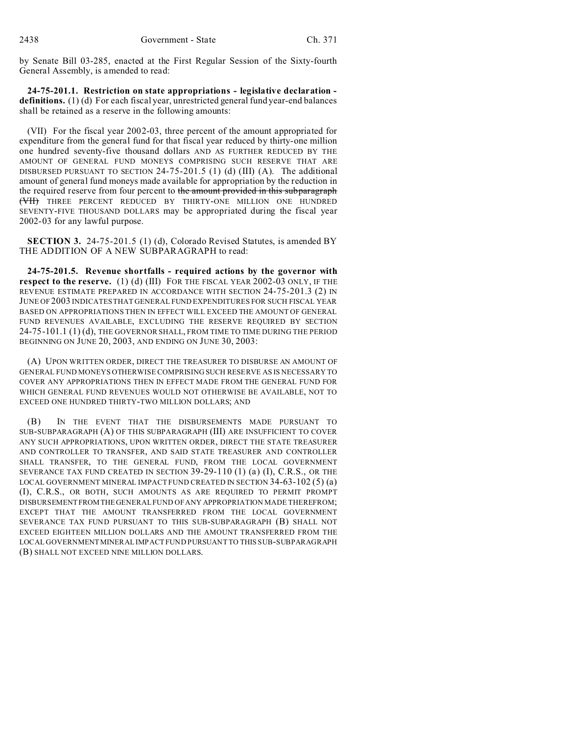by Senate Bill 03-285, enacted at the First Regular Session of the Sixty-fourth General Assembly, is amended to read:

**24-75-201.1. Restriction on state appropriations - legislative declaration - definitions.** (1) (d) For each fiscal year, unrestricted general fund year-end balances shall be retained as a reserve in the following amounts:

(VII) For the fiscal year 2002-03, three percent of the amount appropriated for expenditure from the general fund for that fiscal year reduced by thirty-one million one hundred seventy-five thousand dollars AND AS FURTHER REDUCED BY THE AMOUNT OF GENERAL FUND MONEYS COMPRISING SUCH RESERVE THAT ARE DISBURSED PURSUANT TO SECTION 24-75-201.5 (1) (d) (III) (A). The additional amount of general fund moneys made available for appropriation by the reduction in the required reserve from four percent to ~~the amount provided in this subparagraph (VII)~~ THREE PERCENT REDUCED BY THIRTY-ONE MILLION ONE HUNDRED SEVENTY-FIVE THOUSAND DOLLARS may be appropriated during the fiscal year 2002-03 for any lawful purpose.

**SECTION 3.** 24-75-201.5 (1) (d), Colorado Revised Statutes, is amended BY THE ADDITION OF A NEW SUBPARAGRAPH to read:

**24-75-201.5. Revenue shortfalls - required actions by the governor with respect to the reserve.** (1) (d) (III) FOR THE FISCAL YEAR 2002-03 ONLY, IF THE REVENUE ESTIMATE PREPARED IN ACCORDANCE WITH SECTION 24-75-201.3 (2) IN JUNE OF 2003 INDICATES THAT GENERAL FUND EXPENDITURES FOR SUCH FISCAL YEAR BASED ON APPROPRIATIONS THEN IN EFFECT WILL EXCEED THE AMOUNT OF GENERAL FUND REVENUES AVAILABLE, EXCLUDING THE RESERVE REQUIRED BY SECTION 24-75-101.1 (1) (d), THE GOVERNOR SHALL, FROM TIME TO TIME DURING THE PERIOD BEGINNING ON JUNE 20, 2003, AND ENDING ON JUNE 30, 2003:

(A) UPON WRITTEN ORDER, DIRECT THE TREASURER TO DISBURSE AN AMOUNT OF GENERAL FUND MONEYS OTHERWISE COMPRISING SUCH RESERVE AS IS NECESSARY TO COVER ANY APPROPRIATIONS THEN IN EFFECT MADE FROM THE GENERAL FUND FOR WHICH GENERAL FUND REVENUES WOULD NOT OTHERWISE BE AVAILABLE, NOT TO EXCEED ONE HUNDRED THIRTY-TWO MILLION DOLLARS; AND

(B) IN THE EVENT THAT THE DISBURSEMENTS MADE PURSUANT TO SUB-SUBPARAGRAPH (A) OF THIS SUBPARAGRAPH (III) ARE INSUFFICIENT TO COVER ANY SUCH APPROPRIATIONS, UPON WRITTEN ORDER, DIRECT THE STATE TREASURER AND CONTROLLER TO TRANSFER, AND SAID STATE TREASURER AND CONTROLLER SHALL TRANSFER, TO THE GENERAL FUND, FROM THE LOCAL GOVERNMENT SEVERANCE TAX FUND CREATED IN SECTION 39-29-110 (1) (a) (I), C.R.S., OR THE LOCAL GOVERNMENT MINERAL IMPACT FUND CREATED IN SECTION 34-63-102 (5) (a) (I), C.R.S., OR BOTH, SUCH AMOUNTS AS ARE REQUIRED TO PERMIT PROMPT DISBURSEMENT FROM THE GENERAL FUND OF ANY APPROPRIATION MADE THEREFROM; EXCEPT THAT THE AMOUNT TRANSFERRED FROM THE LOCAL GOVERNMENT SEVERANCE TAX FUND PURSUANT TO THIS SUB-SUBPARAGRAPH (B) SHALL NOT EXCEED EIGHTEEN MILLION DOLLARS AND THE AMOUNT TRANSFERRED FROM THE LOCAL GOVERNMENT MINERAL IMPACT FUND PURSUANT TO THIS SUB-SUBPARAGRAPH (B) SHALL NOT EXCEED NINE MILLION DOLLARS.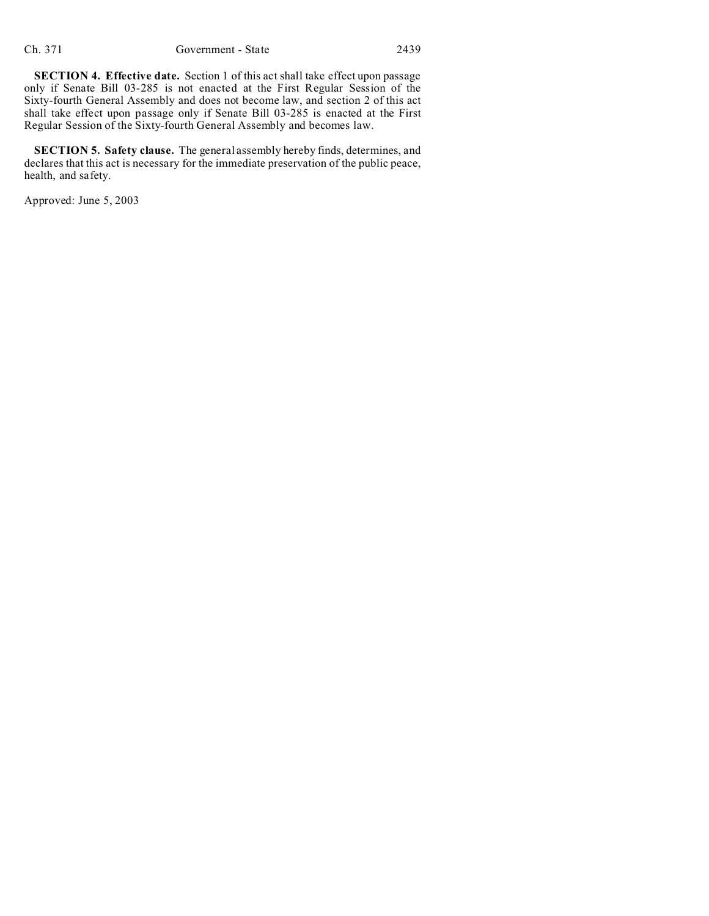**SECTION 4. Effective date.** Section 1 of this act shall take effect upon passage only if Senate Bill 03-285 is not enacted at the First Regular Session of the Sixty-fourth General Assembly and does not become law, and section 2 of this act shall take effect upon passage only if Senate Bill 03-285 is enacted at the First Regular Session of the Sixty-fourth General Assembly and becomes law.

**SECTION 5. Safety clause.** The general assembly hereby finds, determines, and declares that this act is necessary for the immediate preservation of the public peace, health, and safety.

Approved: June 5, 2003